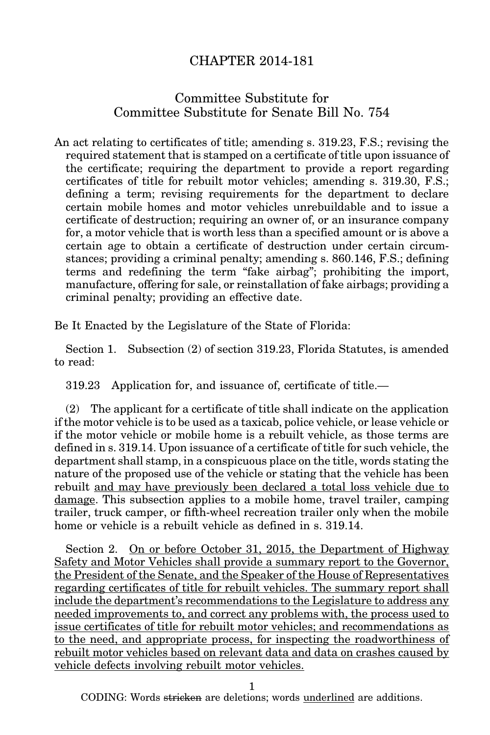# CHAPTER 2014-181

## Committee Substitute for Committee Substitute for Senate Bill No. 754

An act relating to certificates of title; amending s. 319.23, F.S.; revising the required statement that is stamped on a certificate of title upon issuance of the certificate; requiring the department to provide a report regarding certificates of title for rebuilt motor vehicles; amending s. 319.30, F.S.; defining a term; revising requirements for the department to declare certain mobile homes and motor vehicles unrebuildable and to issue a certificate of destruction; requiring an owner of, or an insurance company for, a motor vehicle that is worth less than a specified amount or is above a certain age to obtain a certificate of destruction under certain circumstances; providing a criminal penalty; amending s. 860.146, F.S.; defining terms and redefining the term "fake airbag"; prohibiting the import, manufacture, offering for sale, or reinstallation of fake airbags; providing a criminal penalty; providing an effective date.

Be It Enacted by the Legislature of the State of Florida:

Section 1. Subsection (2) of section 319.23, Florida Statutes, is amended to read:

319.23 Application for, and issuance of, certificate of title.—

(2) The applicant for a certificate of title shall indicate on the application if the motor vehicle is to be used as a taxicab, police vehicle, or lease vehicle or if the motor vehicle or mobile home is a rebuilt vehicle, as those terms are defined in s. 319.14. Upon issuance of a certificate of title for such vehicle, the department shall stamp, in a conspicuous place on the title, words stating the nature of the proposed use of the vehicle or stating that the vehicle has been rebuilt <u>and may have previously been declared a total loss vehicle due to damage</u>. This subsection applies to a mobile home, travel trailer, camping trailer, truck camper, or fifth-wheel recreation trailer only when the mobile home or vehicle is a rebuilt vehicle as defined in s. 319.14.

Section 2. <u>On or before October 31, 2015, the Department of Highway Safety and Motor Vehicles shall provide a summary report to the Governor, the President of the Senate, and the Speaker of the House of Representatives regarding certificates of title for rebuilt vehicles. The summary report shall include the department's recommendations to the Legislature to address any needed improvements to, and correct any problems with, the process used to issue certificates of title for rebuilt motor vehicles; and recommendations as to the need, and appropriate process, for inspecting the roadworthiness of rebuilt motor vehicles based on relevant data and data on crashes caused by vehicle defects involving rebuilt motor vehicles.</u>

CODING: Words ~~stricken~~ are deletions; words <u>underlined</u> are additions.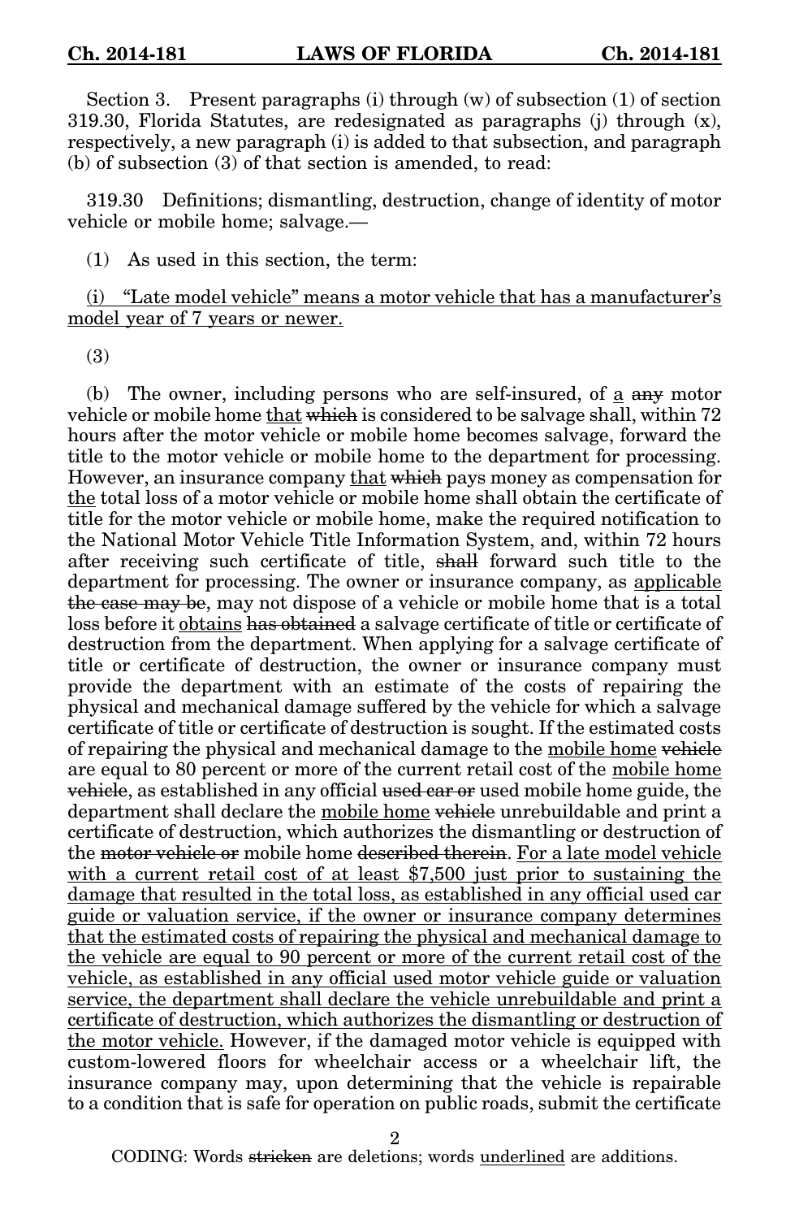Section 3. Present paragraphs (i) through (w) of subsection (1) of section 319.30, Florida Statutes, are redesignated as paragraphs (j) through (x), respectively, a new paragraph (i) is added to that subsection, and paragraph (b) of subsection (3) of that section is amended, to read:

319.30 Definitions; dismantling, destruction, change of identity of motor vehicle or mobile home; salvage.—

(1) As used in this section, the term:

<u>(i) "Late model vehicle" means a motor vehicle that has a manufacturer's model year of 7 years or newer.</u>

(3)

(b) The owner, including persons who are self-insured, of <u>a</u> ~~any~~ motor vehicle or mobile home <u>that</u> ~~which~~ is considered to be salvage shall, within 72 hours after the motor vehicle or mobile home becomes salvage, forward the title to the motor vehicle or mobile home to the department for processing. However, an insurance company <u>that</u> ~~which~~ pays money as compensation for <u>the</u> total loss of a motor vehicle or mobile home shall obtain the certificate of title for the motor vehicle or mobile home, make the required notification to the National Motor Vehicle Title Information System, and, within 72 hours after receiving such certificate of title, ~~shall~~ forward such title to the department for processing. The owner or insurance company, as <u>applicable</u> ~~the case may be~~, may not dispose of a vehicle or mobile home that is a total loss before it <u>obtains</u> ~~has obtained~~ a salvage certificate of title or certificate of destruction from the department. When applying for a salvage certificate of title or certificate of destruction, the owner or insurance company must provide the department with an estimate of the costs of repairing the physical and mechanical damage suffered by the vehicle for which a salvage certificate of title or certificate of destruction is sought. If the estimated costs of repairing the physical and mechanical damage to the <u>mobile home</u> ~~vehicle~~ are equal to 80 percent or more of the current retail cost of the <u>mobile home</u> ~~vehicle~~, as established in any official ~~used car or~~ used mobile home guide, the department shall declare the <u>mobile home</u> ~~vehicle~~ unrebuildable and print a certificate of destruction, which authorizes the dismantling or destruction of the ~~motor vehicle or~~ mobile home ~~described therein~~. <u>For a late model vehicle with a current retail cost of at least $7,500 just prior to sustaining the damage that resulted in the total loss, as established in any official used car guide or valuation service, if the owner or insurance company determines that the estimated costs of repairing the physical and mechanical damage to the vehicle are equal to 90 percent or more of the current retail cost of the vehicle, as established in any official used motor vehicle guide or valuation service, the department shall declare the vehicle unrebuildable and print a certificate of destruction, which authorizes the dismantling or destruction of the motor vehicle.</u> However, if the damaged motor vehicle is equipped with custom-lowered floors for wheelchair access or a wheelchair lift, the insurance company may, upon determining that the vehicle is repairable to a condition that is safe for operation on public roads, submit the certificate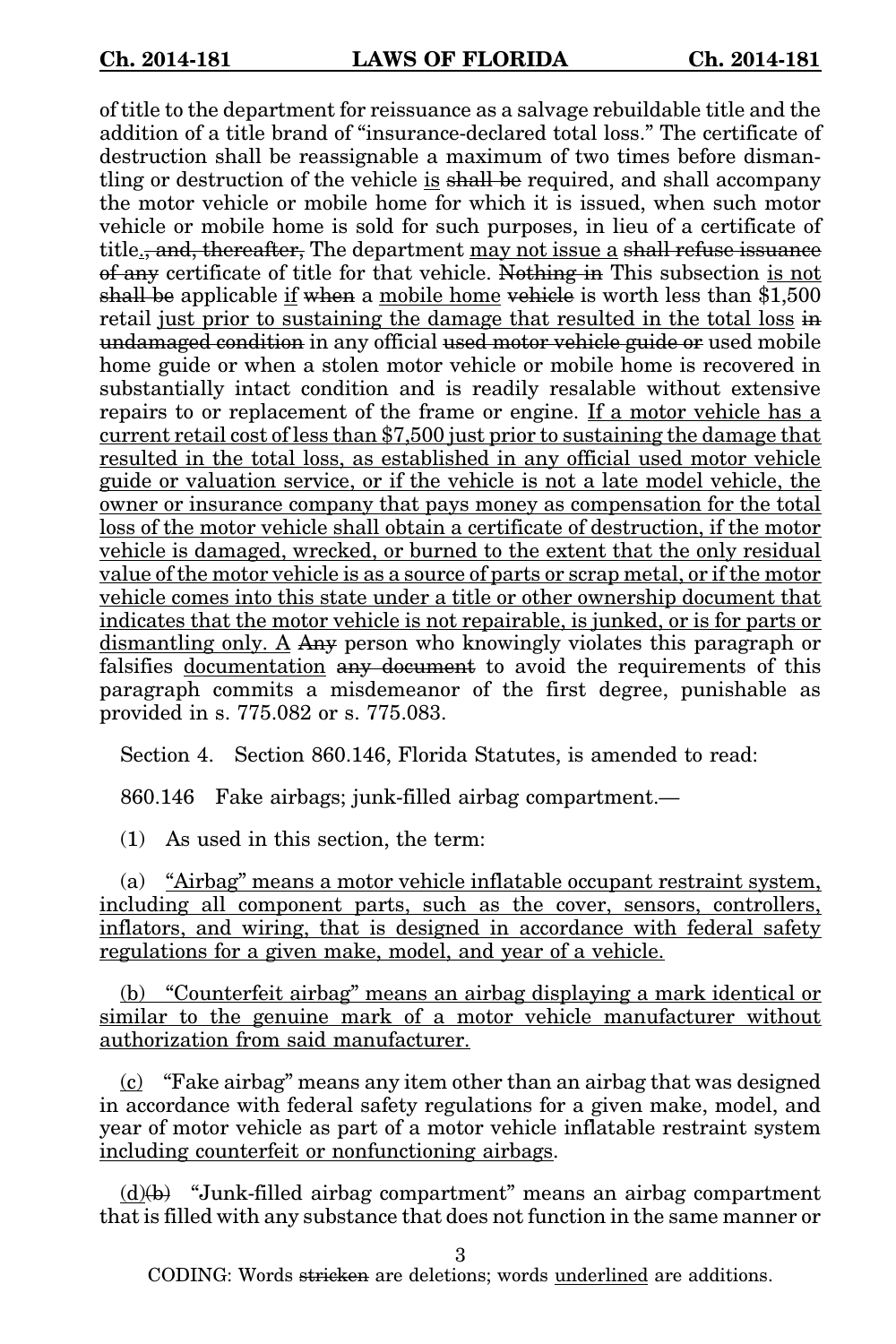of title to the department for reissuance as a salvage rebuildable title and the addition of a title brand of "insurance-declared total loss." The certificate of destruction shall be reassignable a maximum of two times before dismantling or destruction of the vehicle <u>is</u> ~~shall be~~ required, and shall accompany the motor vehicle or mobile home for which it is issued, when such motor vehicle or mobile home is sold for such purposes, in lieu of a certificate of title<u>.</u>~~, and, thereafter,~~ The department <u>may not issue a</u> ~~shall refuse issuance of any~~ certificate of title for that vehicle. ~~Nothing in~~ This subsection <u>is not</u> ~~shall be~~ applicable <u>if</u> ~~when~~ a <u>mobile home</u> ~~vehicle~~ is worth less than $1,500 retail <u>just prior to sustaining the damage that resulted in the total loss</u> ~~in undamaged condition~~ in any official ~~used motor vehicle guide or~~ used mobile home guide or when a stolen motor vehicle or mobile home is recovered in substantially intact condition and is readily resalable without extensive repairs to or replacement of the frame or engine. <u>If a motor vehicle has a current retail cost of less than $7,500 just prior to sustaining the damage that resulted in the total loss, as established in any official used motor vehicle guide or valuation service, or if the vehicle is not a late model vehicle, the owner or insurance company that pays money as compensation for the total loss of the motor vehicle shall obtain a certificate of destruction, if the motor vehicle is damaged, wrecked, or burned to the extent that the only residual value of the motor vehicle is as a source of parts or scrap metal, or if the motor vehicle comes into this state under a title or other ownership document that indicates that the motor vehicle is not repairable, is junked, or is for parts or dismantling only. A</u> ~~Any~~ person who knowingly violates this paragraph or falsifies <u>documentation</u> ~~any document~~ to avoid the requirements of this paragraph commits a misdemeanor of the first degree, punishable as provided in s. 775.082 or s. 775.083.

Section 4. Section 860.146, Florida Statutes, is amended to read:

860.146 Fake airbags; junk-filled airbag compartment.—

(1) As used in this section, the term:

(a) <u>"Airbag" means a motor vehicle inflatable occupant restraint system, including all component parts, such as the cover, sensors, controllers, inflators, and wiring, that is designed in accordance with federal safety regulations for a given make, model, and year of a vehicle.</u>

<u>(b) "Counterfeit airbag" means an airbag displaying a mark identical or similar to the genuine mark of a motor vehicle manufacturer without authorization from said manufacturer.</u>

<u>(c)</u> "Fake airbag" means any item other than an airbag that was designed in accordance with federal safety regulations for a given make, model, and year of motor vehicle as part of a motor vehicle inflatable restraint system <u>including counterfeit or nonfunctioning airbags</u>.

<u>(d)</u>~~(b)~~ "Junk-filled airbag compartment" means an airbag compartment that is filled with any substance that does not function in the same manner or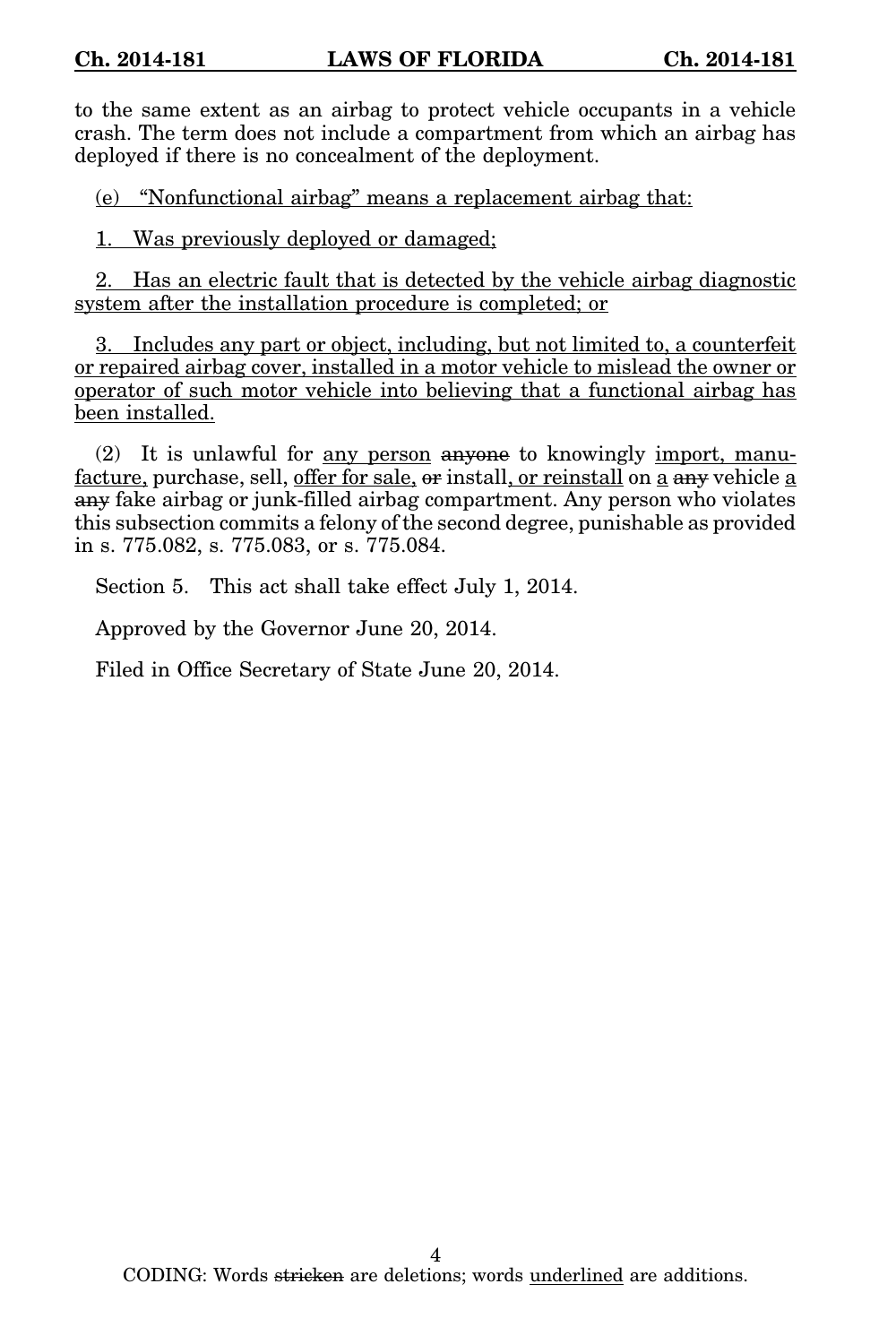to the same extent as an airbag to protect vehicle occupants in a vehicle crash. The term does not include a compartment from which an airbag has deployed if there is no concealment of the deployment.

<u>(e) "Nonfunctional airbag" means a replacement airbag that:</u>

<u>1. Was previously deployed or damaged;</u>

<u>2. Has an electric fault that is detected by the vehicle airbag diagnostic system after the installation procedure is completed; or</u>

<u>3. Includes any part or object, including, but not limited to, a counterfeit or repaired airbag cover, installed in a motor vehicle to mislead the owner or operator of such motor vehicle into believing that a functional airbag has been installed.</u>

(2) It is unlawful for <u>any person</u> ~~anyone~~ to knowingly <u>import, manufacture,</u> purchase, sell, <u>offer for sale,</u> ~~or~~ install<u>, or reinstall</u> on <u>a</u> ~~any~~ vehicle <u>a</u> ~~any~~ fake airbag or junk-filled airbag compartment. Any person who violates this subsection commits a felony of the second degree, punishable as provided in s. 775.082, s. 775.083, or s. 775.084.

Section 5. This act shall take effect July 1, 2014.

Approved by the Governor June 20, 2014.

Filed in Office Secretary of State June 20, 2014.